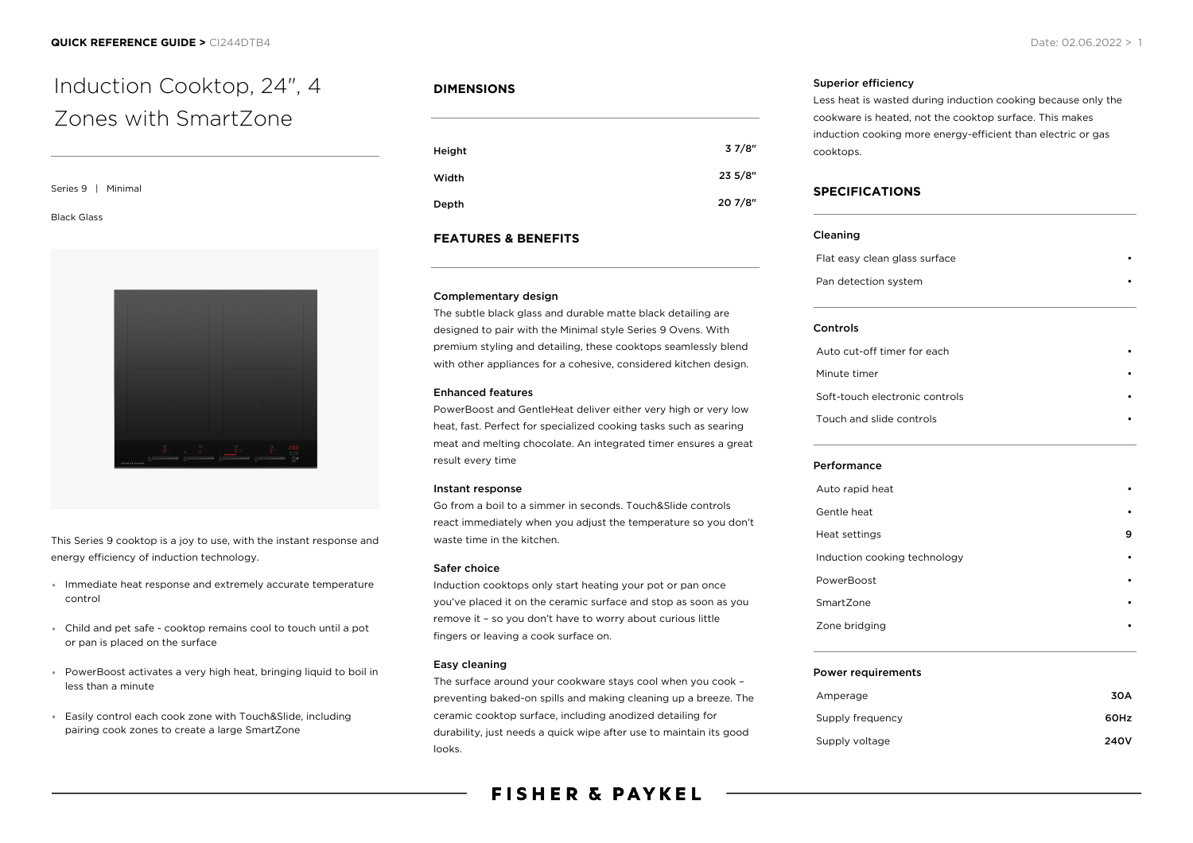# Induction Cooktop, 24", 4 Zones with SmartZone

Series 9 | Minimal

Black Glass

This Series 9 cooktop is a joy to use, with the instant response and energy efficiency of induction technology.

- Immediate heat response and extremely accurate temperature control
- Child and pet safe - cooktop remains cool to touch until a pot or pan is placed on the surface
- PowerBoost activates a very high heat, bringing liquid to boil in less than a minute
- Easily control each cook zone with Touch&Slide, including pairing cook zones to create a large SmartZone

## DIMENSIONS

| | |
|---|---|
| Height | 3 7/8" |
| Width | 23 5/8" |
| Depth | 20 7/8" |

## FEATURES & BENEFITS

### Complementary design

The subtle black glass and durable matte black detailing are designed to pair with the Minimal style Series 9 Ovens. With premium styling and detailing, these cooktops seamlessly blend with other appliances for a cohesive, considered kitchen design.

### Enhanced features

PowerBoost and GentleHeat deliver either very high or very low heat, fast. Perfect for specialized cooking tasks such as searing meat and melting chocolate. An integrated timer ensures a great result every time

### Instant response

Go from a boil to a simmer in seconds. Touch&Slide controls react immediately when you adjust the temperature so you don't waste time in the kitchen.

### Safer choice

Induction cooktops only start heating your pot or pan once you've placed it on the ceramic surface and stop as soon as you remove it – so you don't have to worry about curious little fingers or leaving a cook surface on.

### Easy cleaning

The surface around your cookware stays cool when you cook – preventing baked-on spills and making cleaning up a breeze. The ceramic cooktop surface, including anodized detailing for durability, just needs a quick wipe after use to maintain its good looks.

### Superior efficiency

Less heat is wasted during induction cooking because only the cookware is heated, not the cooktop surface. This makes induction cooking more energy-efficient than electric or gas cooktops.

## SPECIFICATIONS

### Cleaning

| | |
|---|---|
| Flat easy clean glass surface | • |
| Pan detection system | • |

### Controls

| | |
|---|---|
| Auto cut-off timer for each | • |
| Minute timer | • |
| Soft-touch electronic controls | • |
| Touch and slide controls | • |

### Performance

| | |
|---|---|
| Auto rapid heat | • |
| Gentle heat | • |
| Heat settings | 9 |
| Induction cooking technology | • |
| PowerBoost | • |
| SmartZone | • |
| Zone bridging | • |

### Power requirements

| | |
|---|---|
| Amperage | 30A |
| Supply frequency | 60Hz |
| Supply voltage | 240V |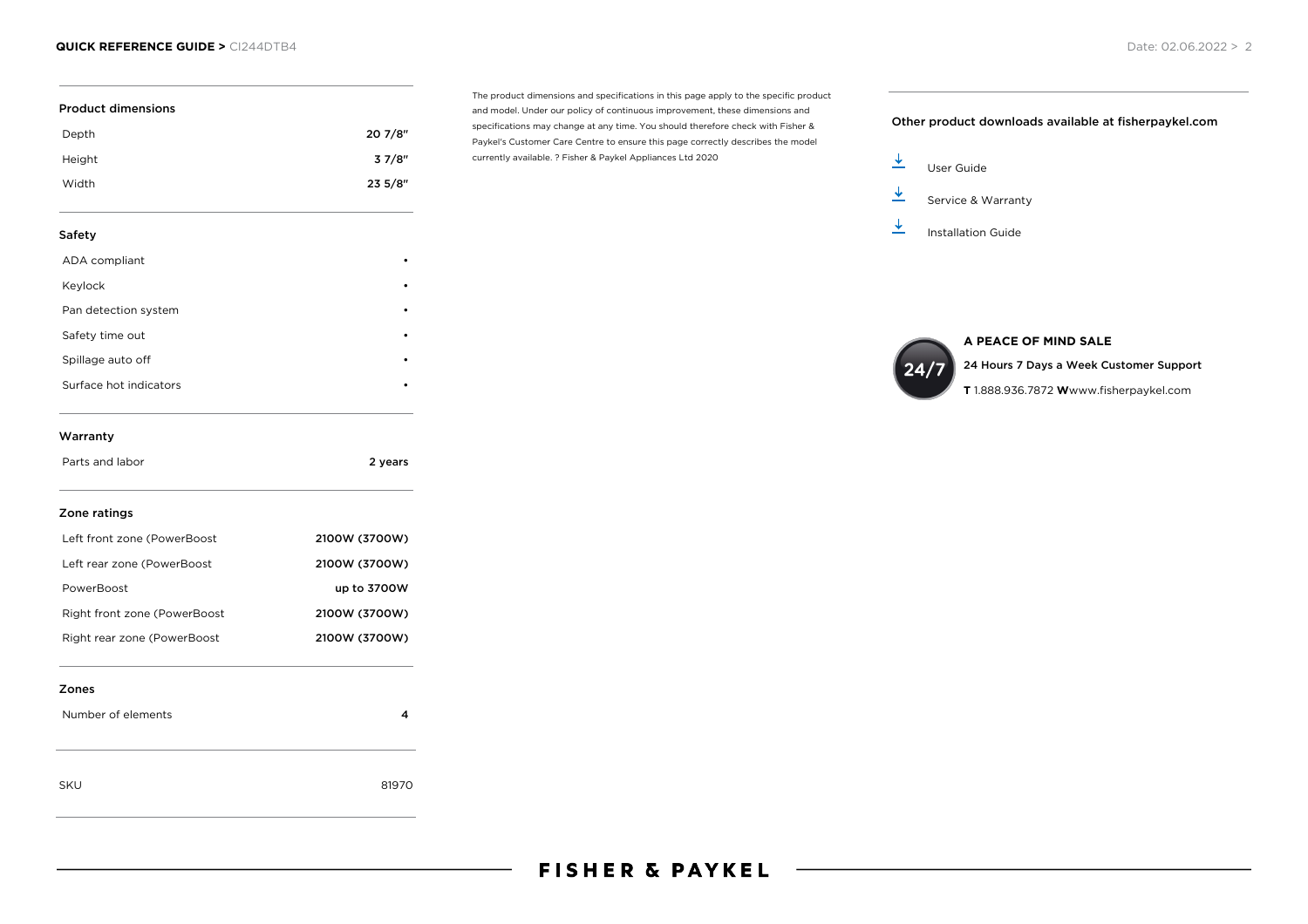### Product dimensions

| | |
|---|---|
| Depth | 20 7/8" |
| Height | 3 7/8" |
| Width | 23 5/8" |

### Safety

| | |
|---|---|
| ADA compliant | • |
| Keylock | • |
| Pan detection system | • |
| Safety time out | • |
| Spillage auto off | • |
| Surface hot indicators | • |

### Warranty

| | |
|---|---|
| Parts and labor | 2 years |

### Zone ratings

| | |
|---|---|
| Left front zone (PowerBoost | 2100W (3700W) |
| Left rear zone (PowerBoost | 2100W (3700W) |
| PowerBoost | up to 3700W |
| Right front zone (PowerBoost | 2100W (3700W) |
| Right rear zone (PowerBoost | 2100W (3700W) |

### Zones

| | |
|---|---|
| Number of elements | 4 |

| | |
|---|---|
| SKU | 81970 |

The product dimensions and specifications in this page apply to the specific product and model. Under our policy of continuous improvement, these dimensions and specifications may change at any time. You should therefore check with Fisher & Paykel's Customer Care Centre to ensure this page correctly describes the model currently available. ? Fisher & Paykel Appliances Ltd 2020

### Other product downloads available at fisherpaykel.com

- User Guide
- Service & Warranty
- Installation Guide

24/7

**A PEACE OF MIND SALE**

**24 Hours 7 Days a Week Customer Support**

**T** 1.888.936.7872 **W**www.fisherpaykel.com